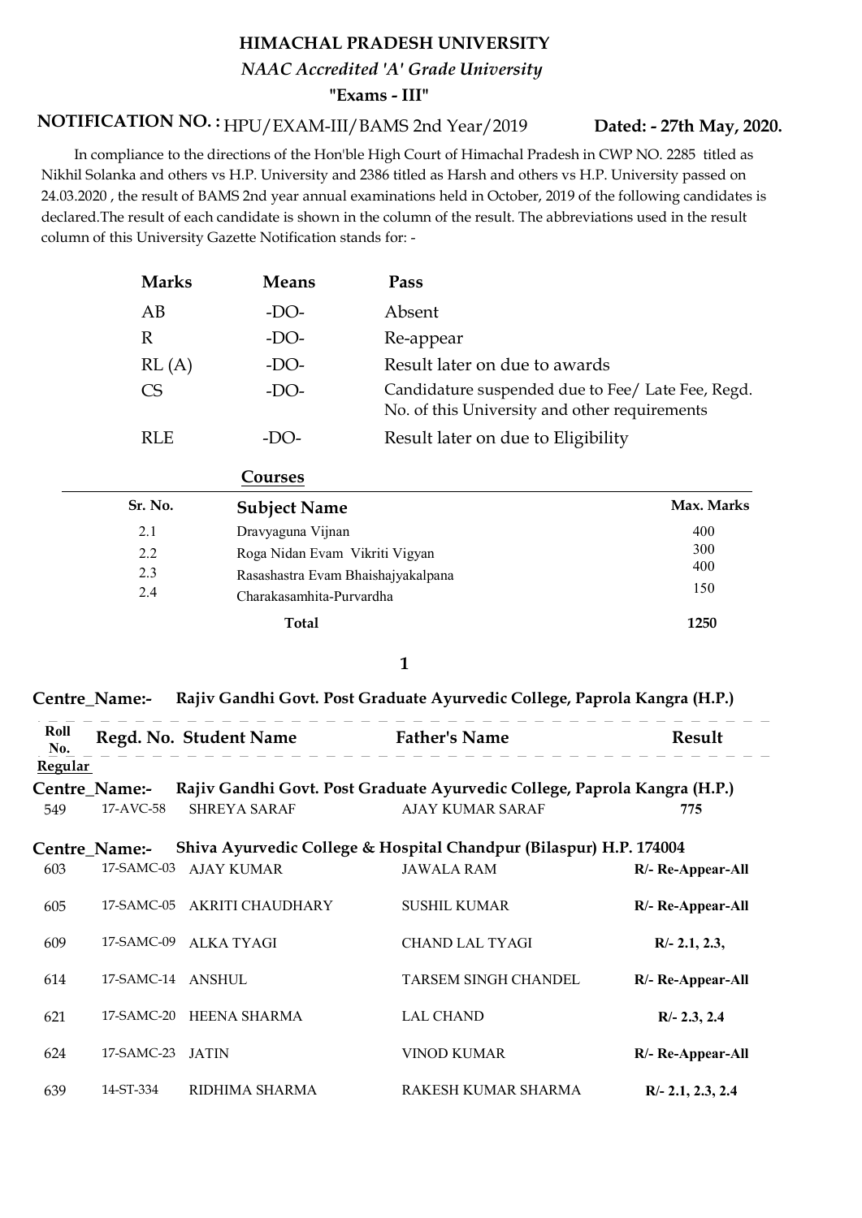# HIMACHAL PRADESH UNIVERSITY

*NAAC Accredited 'A' Grade University*

**"Exams - III"**

**NOTIFICATION NO. :** HPU/EXAM-III/BAMS 2nd Year/2019 **Dated: - 27th May, 2020.**

In compliance to the directions of the Hon'ble High Court of Himachal Pradesh in CWP NO. 2285 titled as Nikhil Solanka and others vs H.P. University and 2386 titled as Harsh and others vs H.P. University passed on 24.03.2020 , the result of BAMS 2nd year annual examinations held in October, 2019 of the following candidates is declared.The result of each candidate is shown in the column of the result. The abbreviations used in the result column of this University Gazette Notification stands for: -

| Marks | Means | Pass |
|---|---|---|
| AB | -DO- | Absent |
| R | -DO- | Re-appear |
| RL (A) | -DO- | Result later on due to awards |
| CS | -DO- | Candidature suspended due to Fee/ Late Fee, Regd. No. of this University and other requirements |
| RLE | -DO- | Result later on due to Eligibility |

**Courses**

| Sr. No. | Subject Name | Max. Marks |
|---|---|---|
| 2.1 | Dravyaguna Vijnan | 400 |
| 2.2 | Roga Nidan Evam Vikriti Vigyan | 300 |
| 2.3 | Rasashastra Evam Bhaishajyakalpana | 400 |
| 2.4 | Charakasamhita-Purvardha | 150 |
| | **Total** | **1250** |

**Centre_Name:- Rajiv Gandhi Govt. Post Graduate Ayurvedic College, Paprola Kangra (H.P.)**

| Roll No. | Regd. No. | Student Name | Father's Name | Result |
|---|---|---|---|---|
| **Regular** | | | | |
| **Centre_Name:- Rajiv Gandhi Govt. Post Graduate Ayurvedic College, Paprola Kangra (H.P.)** | | | | |
| 549 | 17-AVC-58 | SHREYA SARAF | AJAY KUMAR SARAF | **775** |
| **Centre_Name:- Shiva Ayurvedic College & Hospital Chandpur (Bilaspur) H.P. 174004** | | | | |
| 603 | 17-SAMC-03 | AJAY KUMAR | JAWALA RAM | **R/- Re-Appear-All** |
| 605 | 17-SAMC-05 | AKRITI CHAUDHARY | SUSHIL KUMAR | **R/- Re-Appear-All** |
| 609 | 17-SAMC-09 | ALKA TYAGI | CHAND LAL TYAGI | **R/- 2.1, 2.3,** |
| 614 | 17-SAMC-14 | ANSHUL | TARSEM SINGH CHANDEL | **R/- Re-Appear-All** |
| 621 | 17-SAMC-20 | HEENA SHARMA | LAL CHAND | **R/- 2.3, 2.4** |
| 624 | 17-SAMC-23 | JATIN | VINOD KUMAR | **R/- Re-Appear-All** |
| 639 | 14-ST-334 | RIDHIMA SHARMA | RAKESH KUMAR SHARMA | **R/- 2.1, 2.3, 2.4** |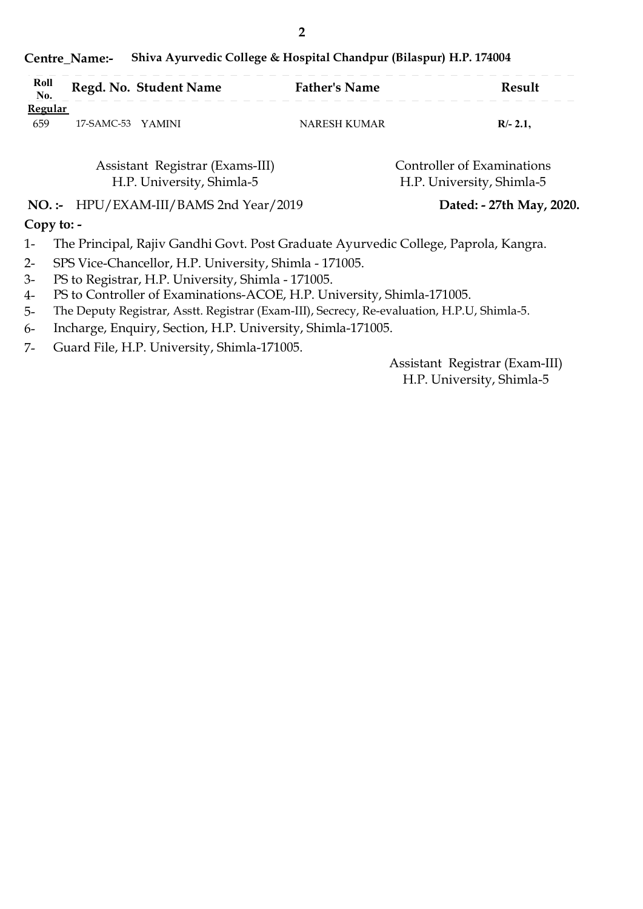**Centre_Name:-** **Shiva Ayurvedic College & Hospital Chandpur (Bilaspur) H.P. 174004**

| Roll No. | Regd. No. | Student Name | Father's Name | Result |
|---|---|---|---|---|
| **Regular** | | | | |
| 659 | 17-SAMC-53 | YAMINI | NARESH KUMAR | **R/- 2.1,** |

Assistant Registrar (Exams-III)
H.P. University, Shimla-5

Controller of Examinations
H.P. University, Shimla-5

**NO. :-** HPU/EXAM-III/BAMS 2nd Year/2019 **Dated: - 27th May, 2020.**

**Copy to: -**

1- The Principal, Rajiv Gandhi Govt. Post Graduate Ayurvedic College, Paprola, Kangra.
2- SPS Vice-Chancellor, H.P. University, Shimla - 171005.
3- PS to Registrar, H.P. University, Shimla - 171005.
4- PS to Controller of Examinations-ACOE, H.P. University, Shimla-171005.
5- The Deputy Registrar, Asstt. Registrar (Exam-III), Secrecy, Re-evaluation, H.P.U, Shimla-5.
6- Incharge, Enquiry, Section, H.P. University, Shimla-171005.
7- Guard File, H.P. University, Shimla-171005.

Assistant Registrar (Exam-III)
H.P. University, Shimla-5